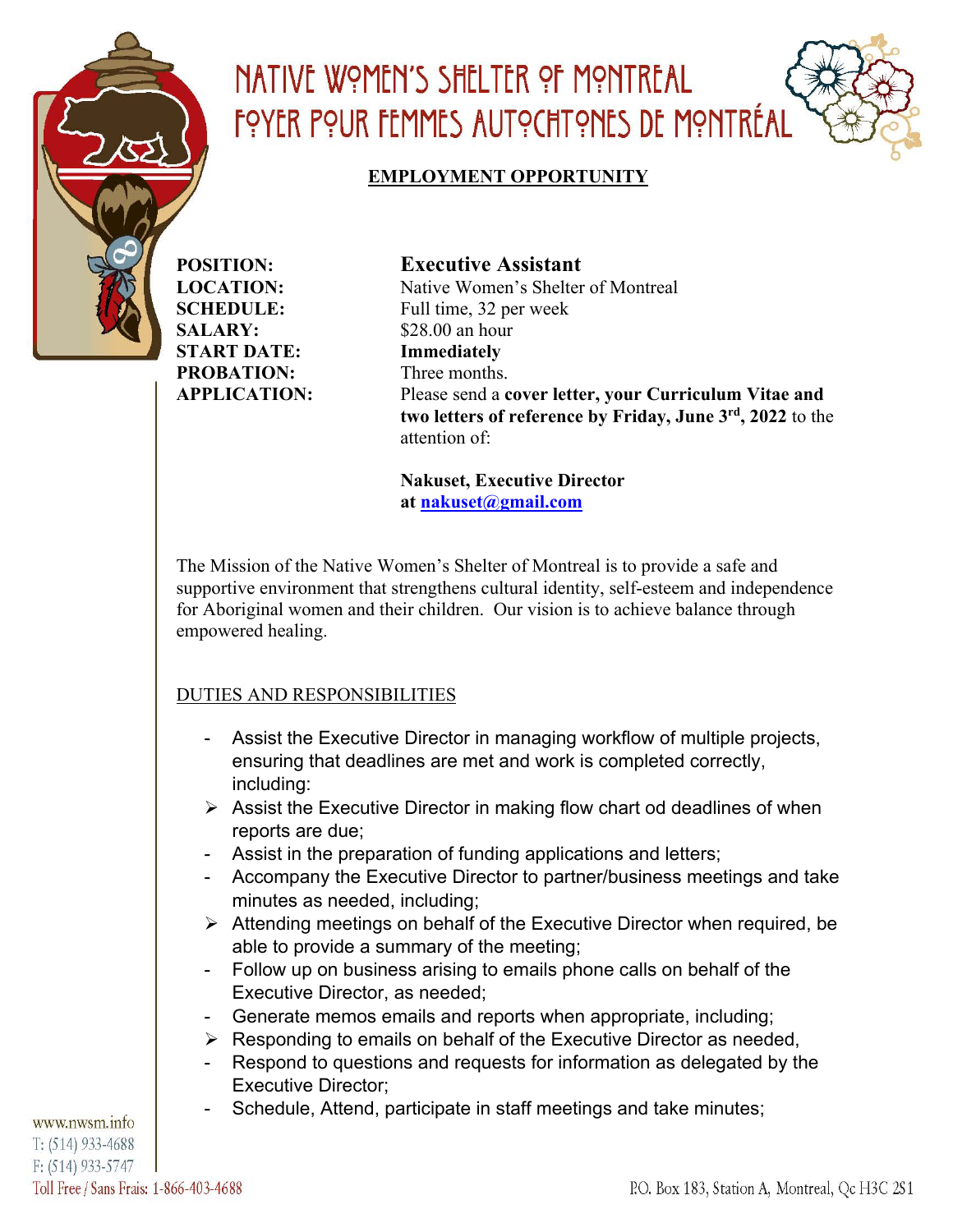# NATIVE WOMEN'S SHELTER OF MONTREAL
# FOYER POUR FEMMES AUTOCHTONES DE MONTRÉAL

**EMPLOYMENT OPPORTUNITY**

| | |
|---|---|
| **POSITION:** | **Executive Assistant** |
| **LOCATION:** | Native Women's Shelter of Montreal |
| **SCHEDULE:** | Full time, 32 per week |
| **SALARY:** | $28.00 an hour |
| **START DATE:** | **Immediately** |
| **PROBATION:** | Three months. |
| **APPLICATION:** | Please send a **cover letter, your Curriculum Vitae and two letters of reference by Friday, June 3rd, 2022** to the attention of: |

**Nakuset, Executive Director**
**at nakuset@gmail.com**

The Mission of the Native Women's Shelter of Montreal is to provide a safe and supportive environment that strengthens cultural identity, self-esteem and independence for Aboriginal women and their children. Our vision is to achieve balance through empowered healing.

DUTIES AND RESPONSIBILITIES

- Assist the Executive Director in managing workflow of multiple projects, ensuring that deadlines are met and work is completed correctly, including:
  - Assist the Executive Director in making flow chart od deadlines of when reports are due;
- Assist in the preparation of funding applications and letters;
- Accompany the Executive Director to partner/business meetings and take minutes as needed, including;
  - Attending meetings on behalf of the Executive Director when required, be able to provide a summary of the meeting;
- Follow up on business arising to emails phone calls on behalf of the Executive Director, as needed;
- Generate memos emails and reports when appropriate, including;
  - Responding to emails on behalf of the Executive Director as needed,
- Respond to questions and requests for information as delegated by the Executive Director;
- Schedule, Attend, participate in staff meetings and take minutes;

www.nwsm.info
T: (514) 933-4688
F: (514) 933-5747
Toll Free / Sans Frais: 1-866-403-4688

P.O. Box 183, Station A, Montreal, Qc H3C 2S1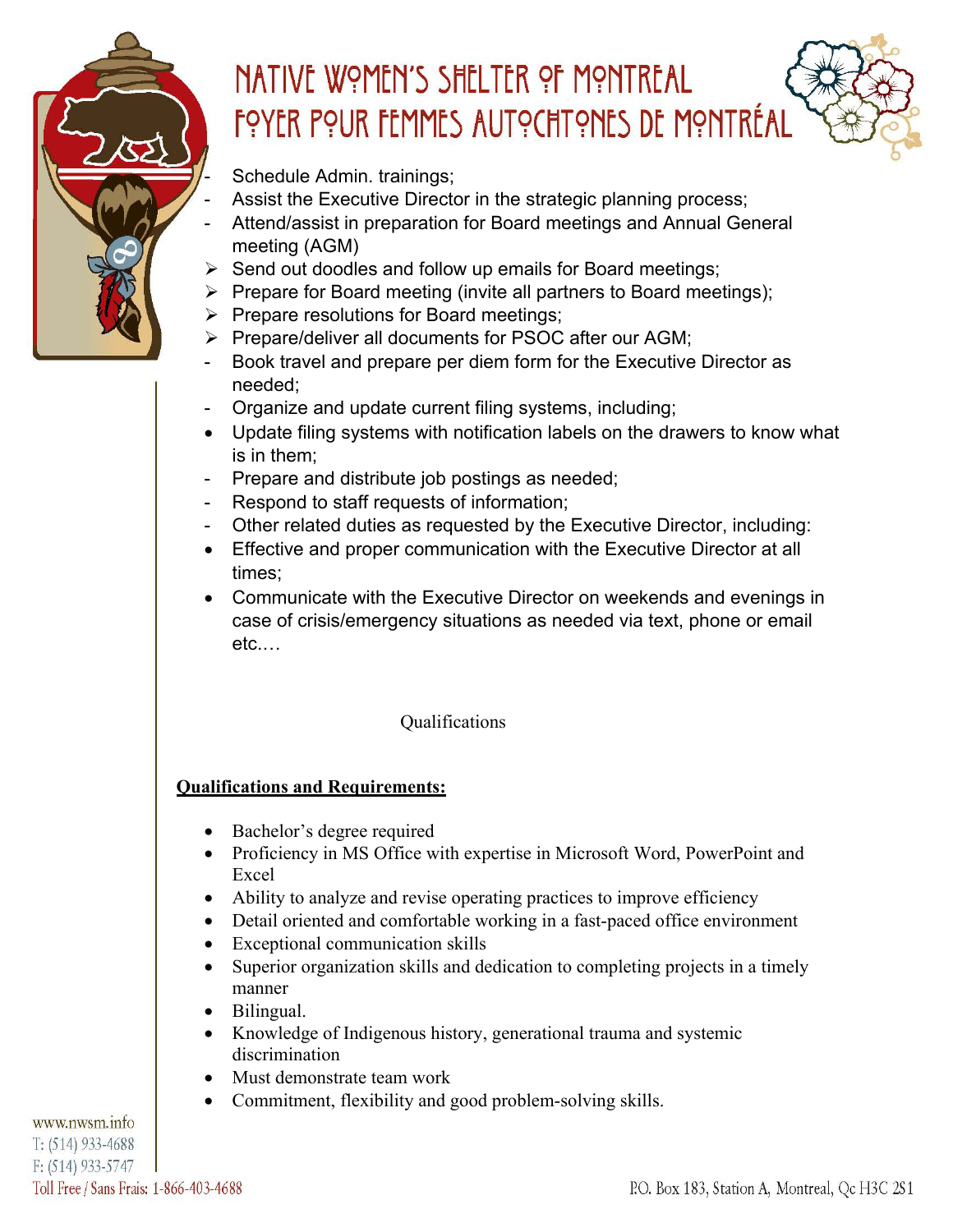- Schedule Admin. trainings;
- Assist the Executive Director in the strategic planning process;
- Attend/assist in preparation for Board meetings and Annual General meeting (AGM)
  - Send out doodles and follow up emails for Board meetings;
  - Prepare for Board meeting (invite all partners to Board meetings);
  - Prepare resolutions for Board meetings;
  - Prepare/deliver all documents for PSOC after our AGM;
- Book travel and prepare per diem form for the Executive Director as needed;
- Organize and update current filing systems, including;
  - Update filing systems with notification labels on the drawers to know what is in them;
- Prepare and distribute job postings as needed;
- Respond to staff requests of information;
- Other related duties as requested by the Executive Director, including:
  - Effective and proper communication with the Executive Director at all times;
  - Communicate with the Executive Director on weekends and evenings in case of crisis/emergency situations as needed via text, phone or email etc.…

Qualifications

**Qualifications and Requirements:**

- Bachelor's degree required
- Proficiency in MS Office with expertise in Microsoft Word, PowerPoint and Excel
- Ability to analyze and revise operating practices to improve efficiency
- Detail oriented and comfortable working in a fast-paced office environment
- Exceptional communication skills
- Superior organization skills and dedication to completing projects in a timely manner
- Bilingual.
- Knowledge of Indigenous history, generational trauma and systemic discrimination
- Must demonstrate team work
- Commitment, flexibility and good problem-solving skills.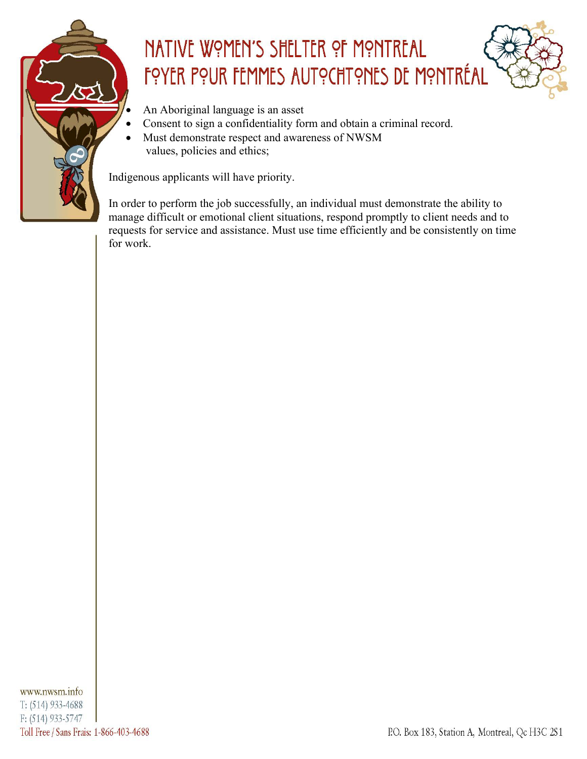- An Aboriginal language is an asset
- Consent to sign a confidentiality form and obtain a criminal record.
- Must demonstrate respect and awareness of NWSM values, policies and ethics;

Indigenous applicants will have priority.

In order to perform the job successfully, an individual must demonstrate the ability to manage difficult or emotional client situations, respond promptly to client needs and to requests for service and assistance. Must use time efficiently and be consistently on time for work.